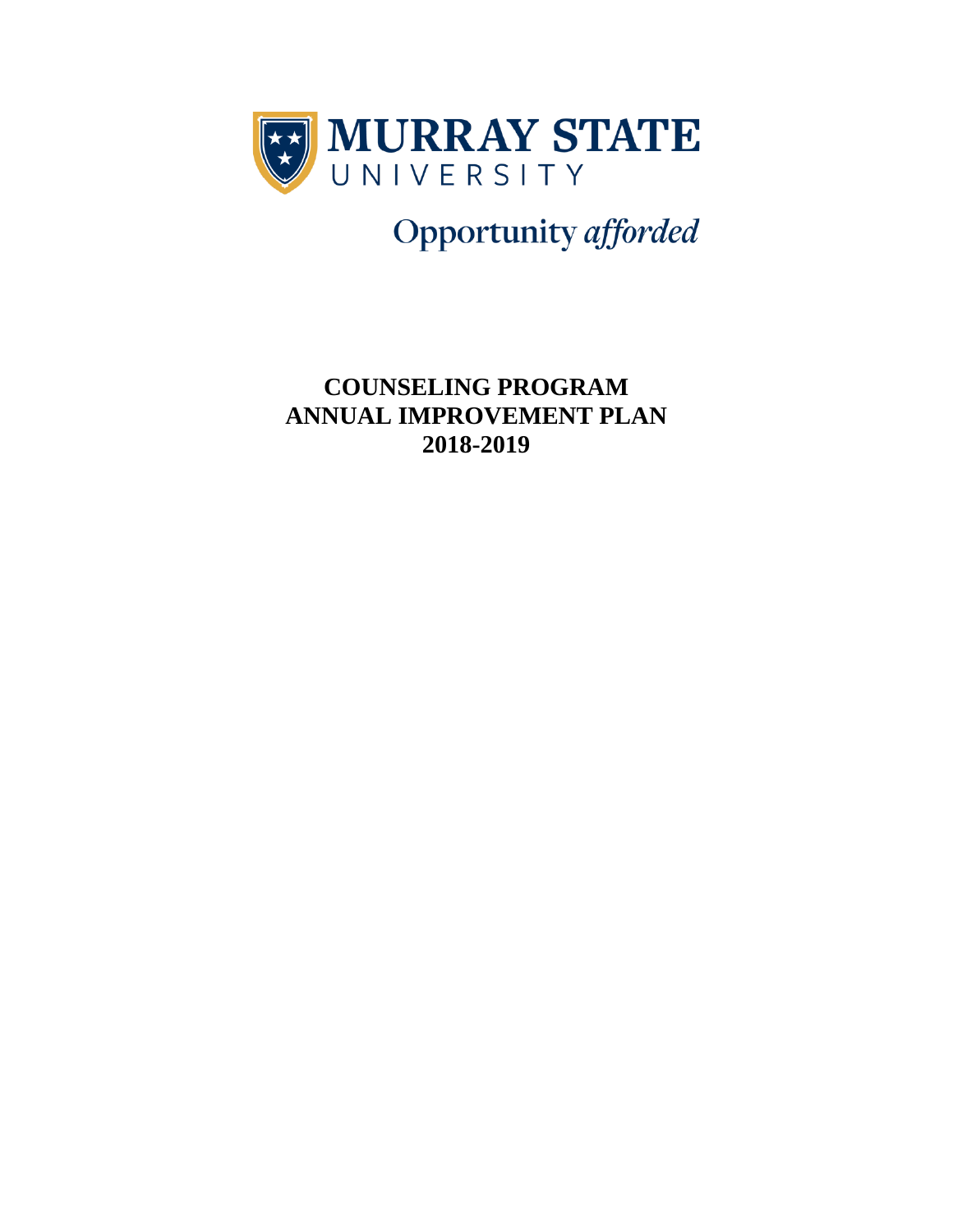MURRAY STATE UNIVERSITY

Opportunity *afforded*

# COUNSELING PROGRAM ANNUAL IMPROVEMENT PLAN 2018-2019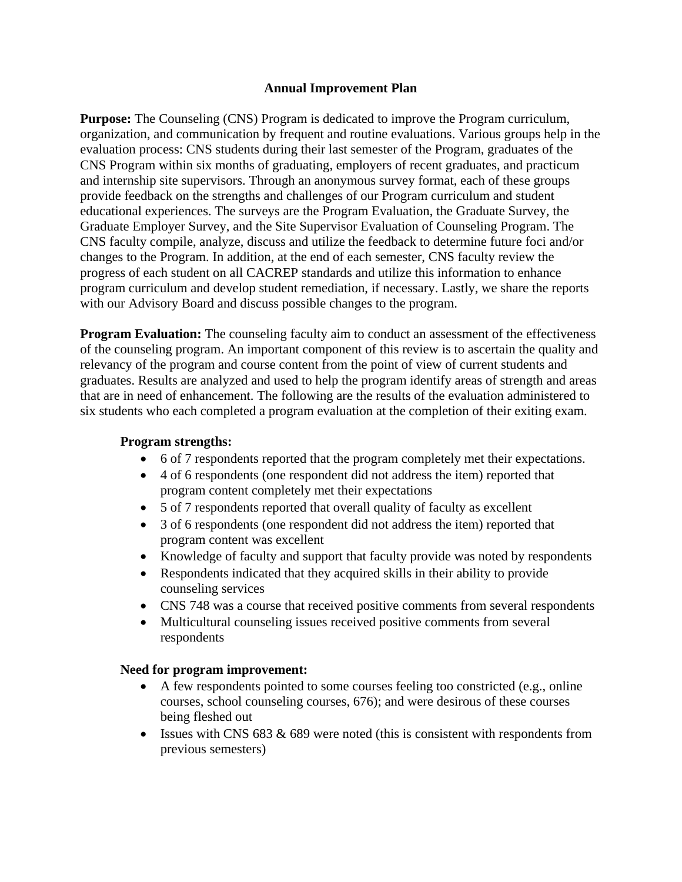# Annual Improvement Plan

**Purpose:** The Counseling (CNS) Program is dedicated to improve the Program curriculum, organization, and communication by frequent and routine evaluations. Various groups help in the evaluation process: CNS students during their last semester of the Program, graduates of the CNS Program within six months of graduating, employers of recent graduates, and practicum and internship site supervisors. Through an anonymous survey format, each of these groups provide feedback on the strengths and challenges of our Program curriculum and student educational experiences. The surveys are the Program Evaluation, the Graduate Survey, the Graduate Employer Survey, and the Site Supervisor Evaluation of Counseling Program. The CNS faculty compile, analyze, discuss and utilize the feedback to determine future foci and/or changes to the Program. In addition, at the end of each semester, CNS faculty review the progress of each student on all CACREP standards and utilize this information to enhance program curriculum and develop student remediation, if necessary. Lastly, we share the reports with our Advisory Board and discuss possible changes to the program.

**Program Evaluation:** The counseling faculty aim to conduct an assessment of the effectiveness of the counseling program. An important component of this review is to ascertain the quality and relevancy of the program and course content from the point of view of current students and graduates. Results are analyzed and used to help the program identify areas of strength and areas that are in need of enhancement. The following are the results of the evaluation administered to six students who each completed a program evaluation at the completion of their exiting exam.

**Program strengths:**

- 6 of 7 respondents reported that the program completely met their expectations.
- 4 of 6 respondents (one respondent did not address the item) reported that program content completely met their expectations
- 5 of 7 respondents reported that overall quality of faculty as excellent
- 3 of 6 respondents (one respondent did not address the item) reported that program content was excellent
- Knowledge of faculty and support that faculty provide was noted by respondents
- Respondents indicated that they acquired skills in their ability to provide counseling services
- CNS 748 was a course that received positive comments from several respondents
- Multicultural counseling issues received positive comments from several respondents

**Need for program improvement:**

- A few respondents pointed to some courses feeling too constricted (e.g., online courses, school counseling courses, 676); and were desirous of these courses being fleshed out
- Issues with CNS 683 & 689 were noted (this is consistent with respondents from previous semesters)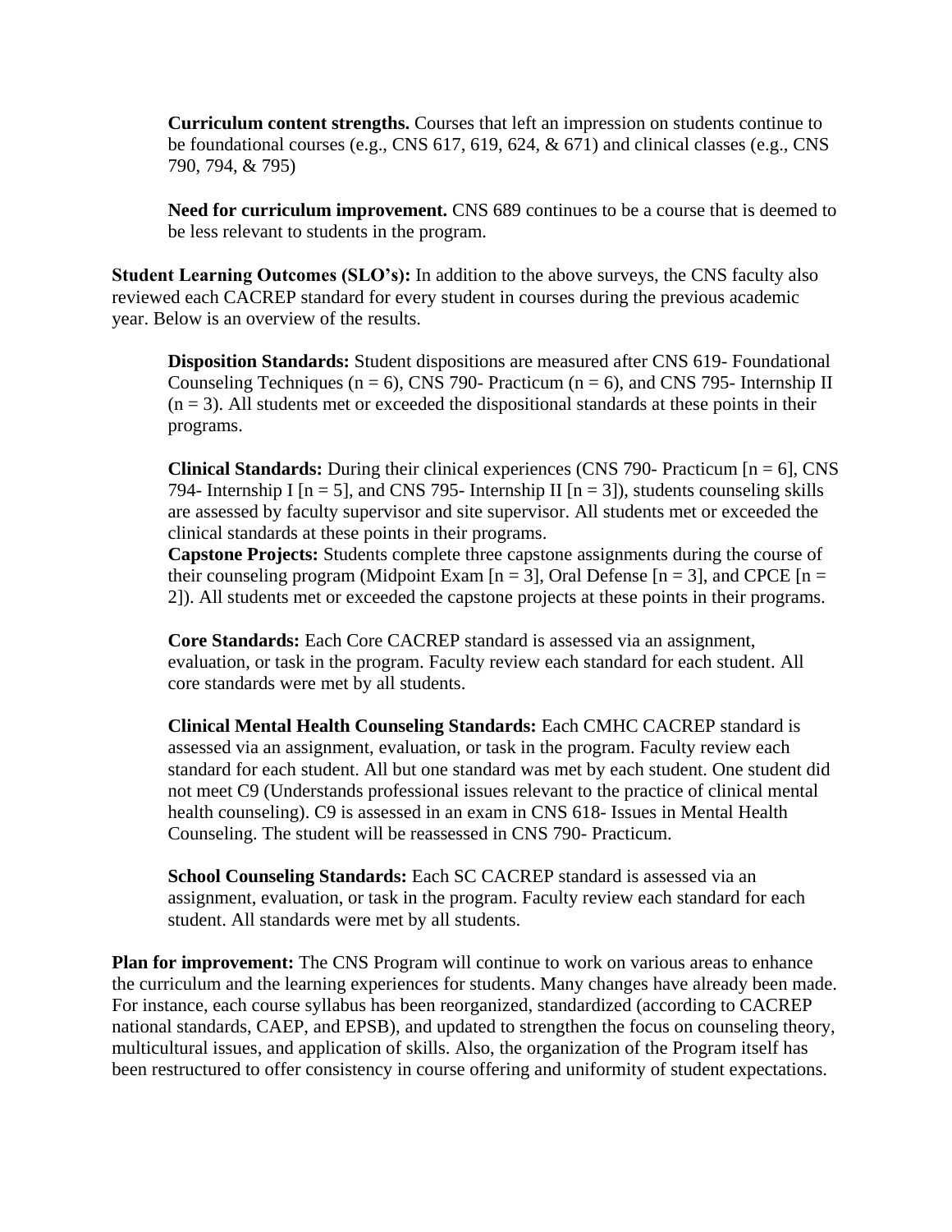**Curriculum content strengths.** Courses that left an impression on students continue to be foundational courses (e.g., CNS 617, 619, 624, & 671) and clinical classes (e.g., CNS 790, 794, & 795)

**Need for curriculum improvement.** CNS 689 continues to be a course that is deemed to be less relevant to students in the program.

**Student Learning Outcomes (SLO's):** In addition to the above surveys, the CNS faculty also reviewed each CACREP standard for every student in courses during the previous academic year. Below is an overview of the results.

**Disposition Standards:** Student dispositions are measured after CNS 619- Foundational Counseling Techniques (n = 6), CNS 790- Practicum (n = 6), and CNS 795- Internship II (n = 3). All students met or exceeded the dispositional standards at these points in their programs.

**Clinical Standards:** During their clinical experiences (CNS 790- Practicum [n = 6], CNS 794- Internship I [n = 5], and CNS 795- Internship II [n = 3]), students counseling skills are assessed by faculty supervisor and site supervisor. All students met or exceeded the clinical standards at these points in their programs.

**Capstone Projects:** Students complete three capstone assignments during the course of their counseling program (Midpoint Exam [n = 3], Oral Defense [n = 3], and CPCE [n = 2]). All students met or exceeded the capstone projects at these points in their programs.

**Core Standards:** Each Core CACREP standard is assessed via an assignment, evaluation, or task in the program. Faculty review each standard for each student. All core standards were met by all students.

**Clinical Mental Health Counseling Standards:** Each CMHC CACREP standard is assessed via an assignment, evaluation, or task in the program. Faculty review each standard for each student. All but one standard was met by each student. One student did not meet C9 (Understands professional issues relevant to the practice of clinical mental health counseling). C9 is assessed in an exam in CNS 618- Issues in Mental Health Counseling. The student will be reassessed in CNS 790- Practicum.

**School Counseling Standards:** Each SC CACREP standard is assessed via an assignment, evaluation, or task in the program. Faculty review each standard for each student. All standards were met by all students.

**Plan for improvement:** The CNS Program will continue to work on various areas to enhance the curriculum and the learning experiences for students. Many changes have already been made. For instance, each course syllabus has been reorganized, standardized (according to CACREP national standards, CAEP, and EPSB), and updated to strengthen the focus on counseling theory, multicultural issues, and application of skills. Also, the organization of the Program itself has been restructured to offer consistency in course offering and uniformity of student expectations.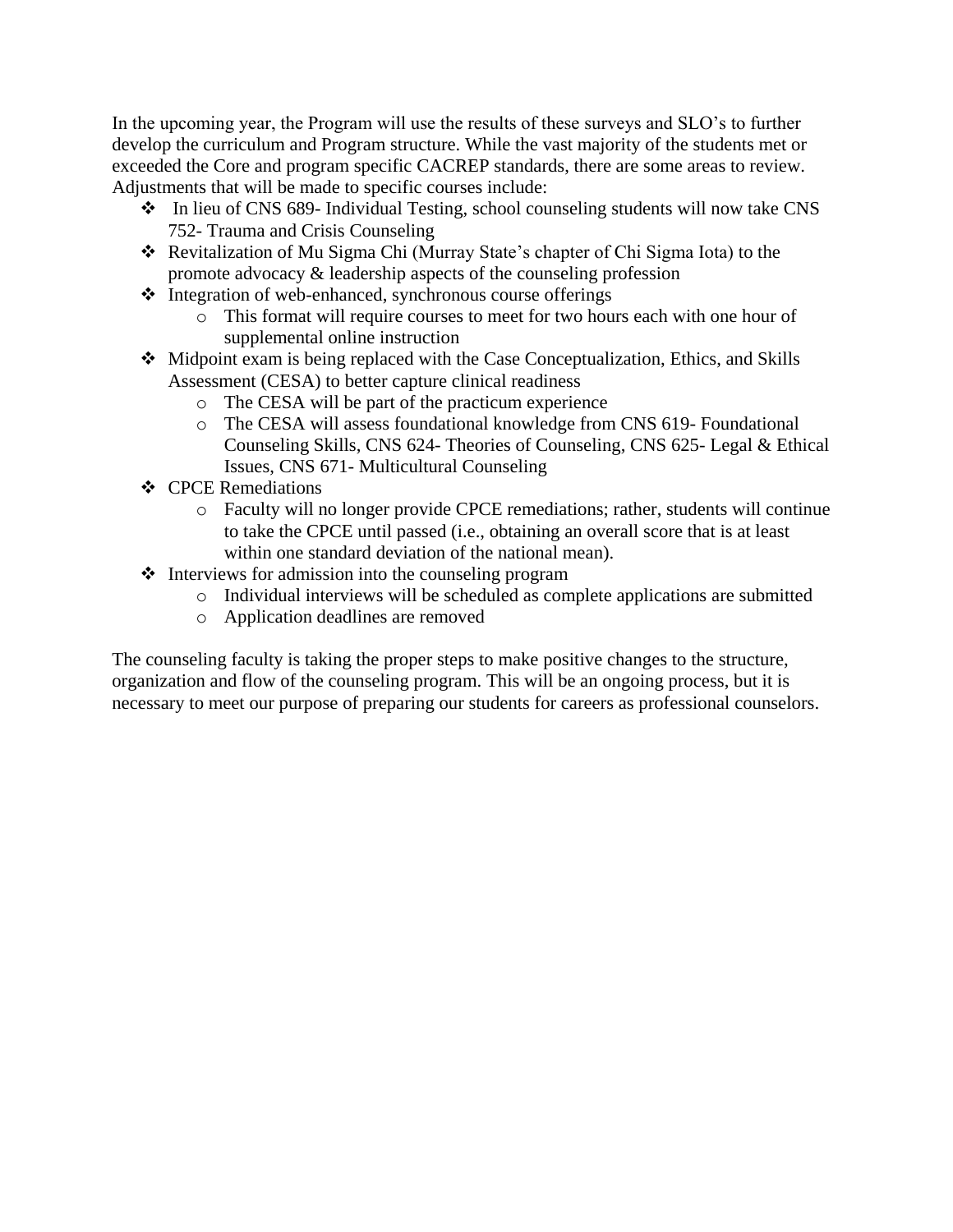In the upcoming year, the Program will use the results of these surveys and SLO's to further develop the curriculum and Program structure. While the vast majority of the students met or exceeded the Core and program specific CACREP standards, there are some areas to review. Adjustments that will be made to specific courses include:

- In lieu of CNS 689- Individual Testing, school counseling students will now take CNS 752- Trauma and Crisis Counseling
- Revitalization of Mu Sigma Chi (Murray State's chapter of Chi Sigma Iota) to the promote advocacy & leadership aspects of the counseling profession
- Integration of web-enhanced, synchronous course offerings
    - This format will require courses to meet for two hours each with one hour of supplemental online instruction
- Midpoint exam is being replaced with the Case Conceptualization, Ethics, and Skills Assessment (CESA) to better capture clinical readiness
    - The CESA will be part of the practicum experience
    - The CESA will assess foundational knowledge from CNS 619- Foundational Counseling Skills, CNS 624- Theories of Counseling, CNS 625- Legal & Ethical Issues, CNS 671- Multicultural Counseling
- CPCE Remediations
    - Faculty will no longer provide CPCE remediations; rather, students will continue to take the CPCE until passed (i.e., obtaining an overall score that is at least within one standard deviation of the national mean).
- Interviews for admission into the counseling program
    - Individual interviews will be scheduled as complete applications are submitted
    - Application deadlines are removed

The counseling faculty is taking the proper steps to make positive changes to the structure, organization and flow of the counseling program. This will be an ongoing process, but it is necessary to meet our purpose of preparing our students for careers as professional counselors.